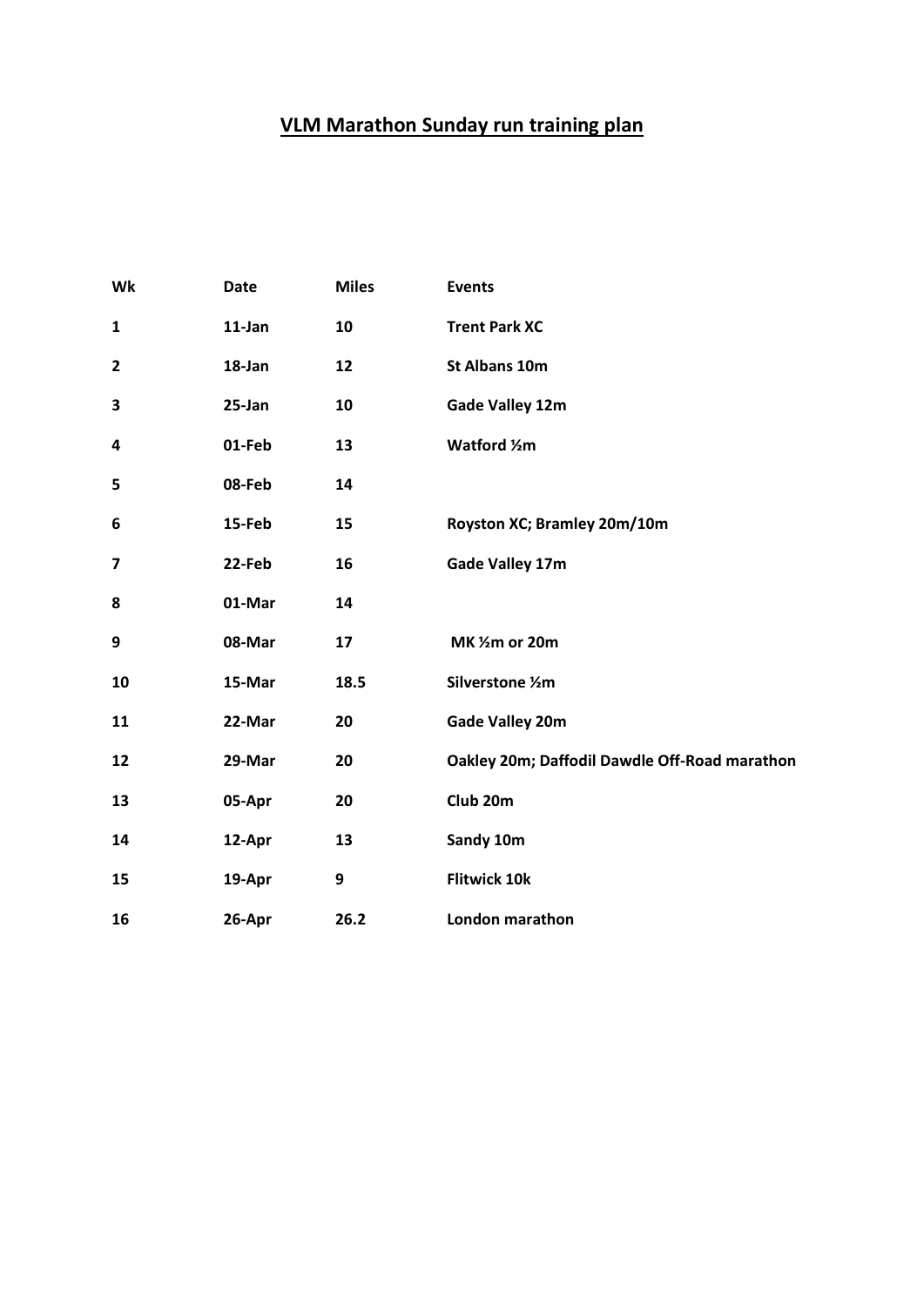# VLM Marathon Sunday run training plan

| Wk | Date | Miles | Events |
| --- | --- | --- | --- |
| 1 | 11-Jan | 10 | Trent Park XC |
| 2 | 18-Jan | 12 | St Albans 10m |
| 3 | 25-Jan | 10 | Gade Valley 12m |
| 4 | 01-Feb | 13 | Watford ½m |
| 5 | 08-Feb | 14 | |
| 6 | 15-Feb | 15 | Royston XC; Bramley 20m/10m |
| 7 | 22-Feb | 16 | Gade Valley 17m |
| 8 | 01-Mar | 14 | |
| 9 | 08-Mar | 17 | MK ½m or 20m |
| 10 | 15-Mar | 18.5 | Silverstone ½m |
| 11 | 22-Mar | 20 | Gade Valley 20m |
| 12 | 29-Mar | 20 | Oakley 20m; Daffodil Dawdle Off-Road marathon |
| 13 | 05-Apr | 20 | Club 20m |
| 14 | 12-Apr | 13 | Sandy 10m |
| 15 | 19-Apr | 9 | Flitwick 10k |
| 16 | 26-Apr | 26.2 | London marathon |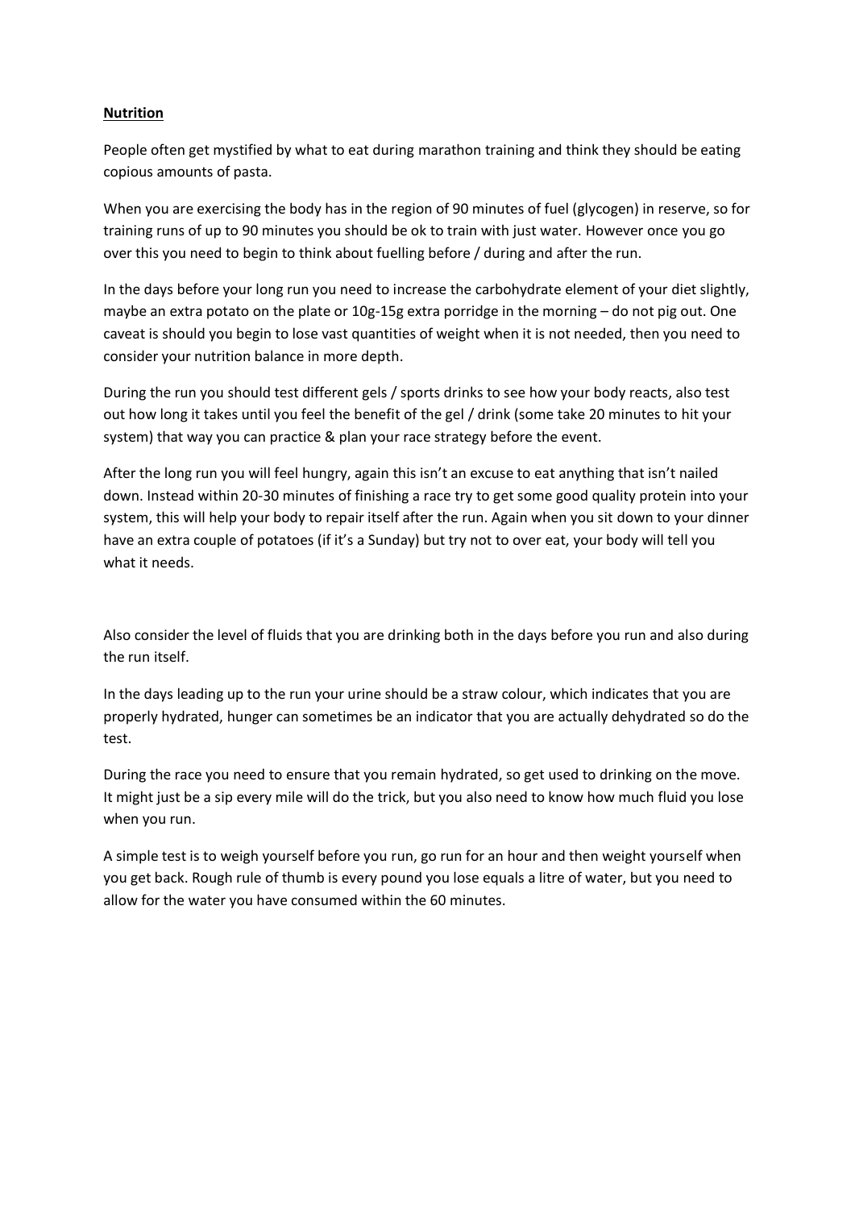**Nutrition**

People often get mystified by what to eat during marathon training and think they should be eating copious amounts of pasta.

When you are exercising the body has in the region of 90 minutes of fuel (glycogen) in reserve, so for training runs of up to 90 minutes you should be ok to train with just water. However once you go over this you need to begin to think about fuelling before / during and after the run.

In the days before your long run you need to increase the carbohydrate element of your diet slightly, maybe an extra potato on the plate or 10g-15g extra porridge in the morning – do not pig out. One caveat is should you begin to lose vast quantities of weight when it is not needed, then you need to consider your nutrition balance in more depth.

During the run you should test different gels / sports drinks to see how your body reacts, also test out how long it takes until you feel the benefit of the gel / drink (some take 20 minutes to hit your system) that way you can practice & plan your race strategy before the event.

After the long run you will feel hungry, again this isn't an excuse to eat anything that isn't nailed down. Instead within 20-30 minutes of finishing a race try to get some good quality protein into your system, this will help your body to repair itself after the run. Again when you sit down to your dinner have an extra couple of potatoes (if it's a Sunday) but try not to over eat, your body will tell you what it needs.

Also consider the level of fluids that you are drinking both in the days before you run and also during the run itself.

In the days leading up to the run your urine should be a straw colour, which indicates that you are properly hydrated, hunger can sometimes be an indicator that you are actually dehydrated so do the test.

During the race you need to ensure that you remain hydrated, so get used to drinking on the move. It might just be a sip every mile will do the trick, but you also need to know how much fluid you lose when you run.

A simple test is to weigh yourself before you run, go run for an hour and then weight yourself when you get back. Rough rule of thumb is every pound you lose equals a litre of water, but you need to allow for the water you have consumed within the 60 minutes.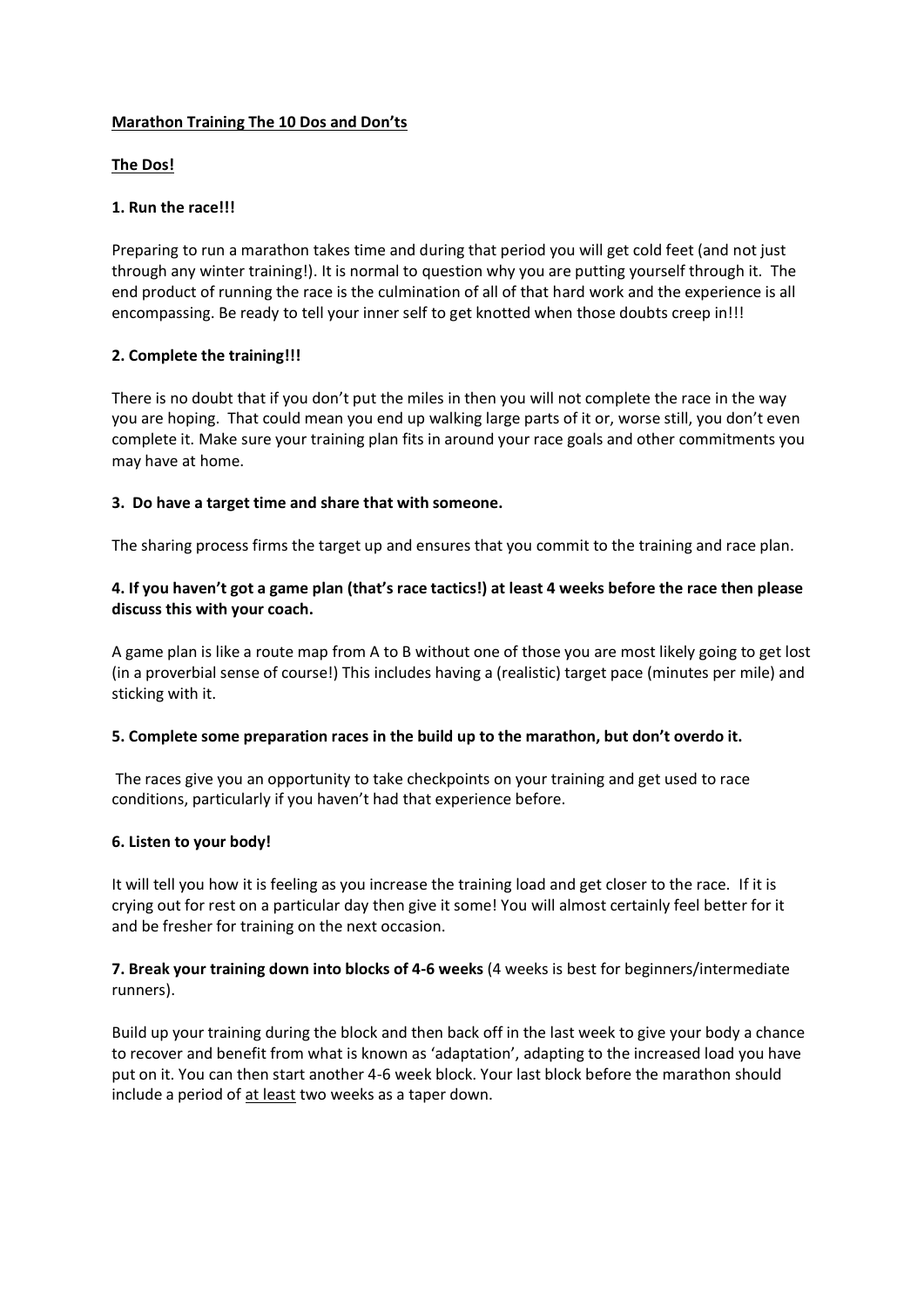# **Marathon Training The 10 Dos and Don'ts**

## **The Dos!**

### **1. Run the race!!!**

Preparing to run a marathon takes time and during that period you will get cold feet (and not just through any winter training!). It is normal to question why you are putting yourself through it. The end product of running the race is the culmination of all of that hard work and the experience is all encompassing. Be ready to tell your inner self to get knotted when those doubts creep in!!!

### **2. Complete the training!!!**

There is no doubt that if you don't put the miles in then you will not complete the race in the way you are hoping. That could mean you end up walking large parts of it or, worse still, you don't even complete it. Make sure your training plan fits in around your race goals and other commitments you may have at home.

### **3. Do have a target time and share that with someone.**

The sharing process firms the target up and ensures that you commit to the training and race plan.

### **4. If you haven't got a game plan (that's race tactics!) at least 4 weeks before the race then please discuss this with your coach.**

A game plan is like a route map from A to B without one of those you are most likely going to get lost (in a proverbial sense of course!) This includes having a (realistic) target pace (minutes per mile) and sticking with it.

### **5. Complete some preparation races in the build up to the marathon, but don't overdo it.**

The races give you an opportunity to take checkpoints on your training and get used to race conditions, particularly if you haven't had that experience before.

### **6. Listen to your body!**

It will tell you how it is feeling as you increase the training load and get closer to the race. If it is crying out for rest on a particular day then give it some! You will almost certainly feel better for it and be fresher for training on the next occasion.

### **7. Break your training down into blocks of 4-6 weeks** (4 weeks is best for beginners/intermediate runners).

Build up your training during the block and then back off in the last week to give your body a chance to recover and benefit from what is known as 'adaptation', adapting to the increased load you have put on it. You can then start another 4-6 week block. Your last block before the marathon should include a period of <u>at least</u> two weeks as a taper down.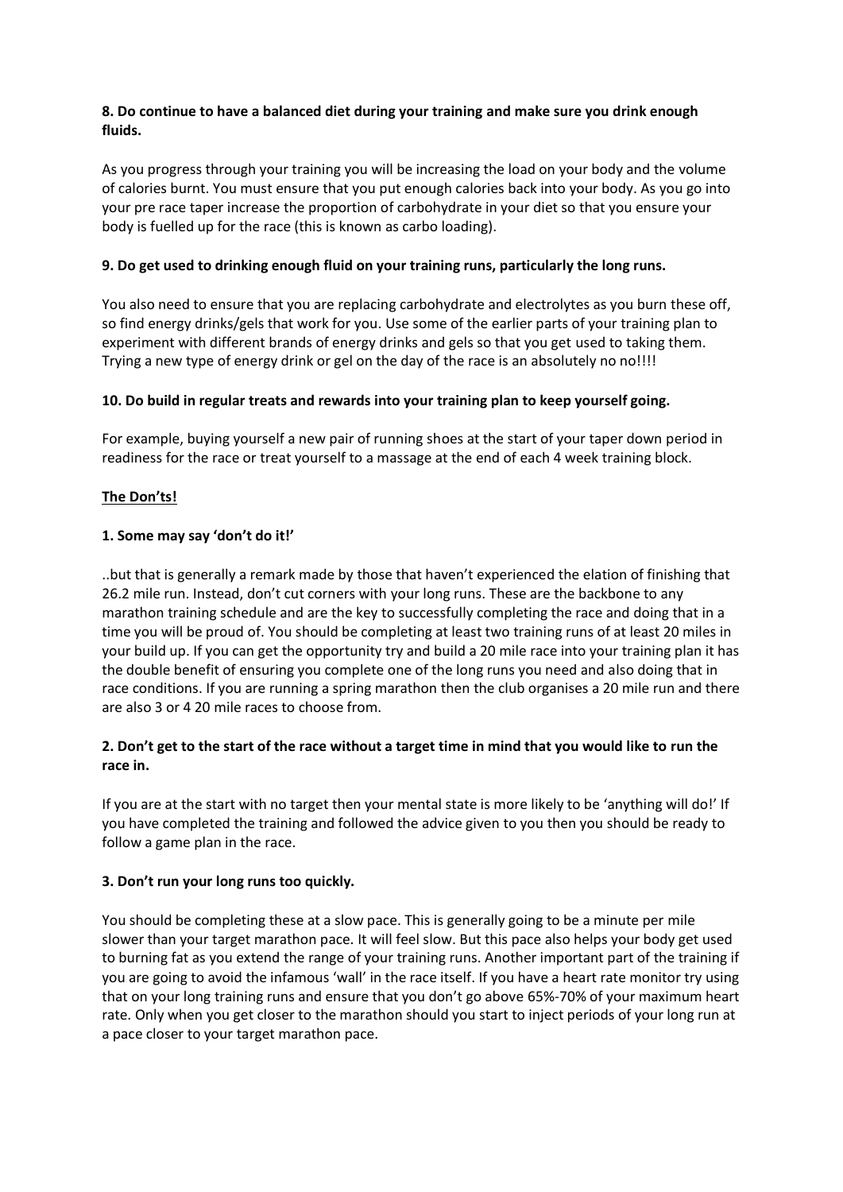**8. Do continue to have a balanced diet during your training and make sure you drink enough fluids.**

As you progress through your training you will be increasing the load on your body and the volume of calories burnt. You must ensure that you put enough calories back into your body. As you go into your pre race taper increase the proportion of carbohydrate in your diet so that you ensure your body is fuelled up for the race (this is known as carbo loading).

**9. Do get used to drinking enough fluid on your training runs, particularly the long runs.**

You also need to ensure that you are replacing carbohydrate and electrolytes as you burn these off, so find energy drinks/gels that work for you. Use some of the earlier parts of your training plan to experiment with different brands of energy drinks and gels so that you get used to taking them. Trying a new type of energy drink or gel on the day of the race is an absolutely no no!!!!

**10. Do build in regular treats and rewards into your training plan to keep yourself going.**

For example, buying yourself a new pair of running shoes at the start of your taper down period in readiness for the race or treat yourself to a massage at the end of each 4 week training block.

**<u>The Don'ts!</u>**

**1. Some may say 'don't do it!'**

..but that is generally a remark made by those that haven't experienced the elation of finishing that 26.2 mile run. Instead, don't cut corners with your long runs. These are the backbone to any marathon training schedule and are the key to successfully completing the race and doing that in a time you will be proud of. You should be completing at least two training runs of at least 20 miles in your build up. If you can get the opportunity try and build a 20 mile race into your training plan it has the double benefit of ensuring you complete one of the long runs you need and also doing that in race conditions. If you are running a spring marathon then the club organises a 20 mile run and there are also 3 or 4 20 mile races to choose from.

**2. Don't get to the start of the race without a target time in mind that you would like to run the race in.**

If you are at the start with no target then your mental state is more likely to be 'anything will do!' If you have completed the training and followed the advice given to you then you should be ready to follow a game plan in the race.

**3. Don't run your long runs too quickly.**

You should be completing these at a slow pace. This is generally going to be a minute per mile slower than your target marathon pace. It will feel slow. But this pace also helps your body get used to burning fat as you extend the range of your training runs. Another important part of the training if you are going to avoid the infamous 'wall' in the race itself. If you have a heart rate monitor try using that on your long training runs and ensure that you don't go above 65%-70% of your maximum heart rate. Only when you get closer to the marathon should you start to inject periods of your long run at a pace closer to your target marathon pace.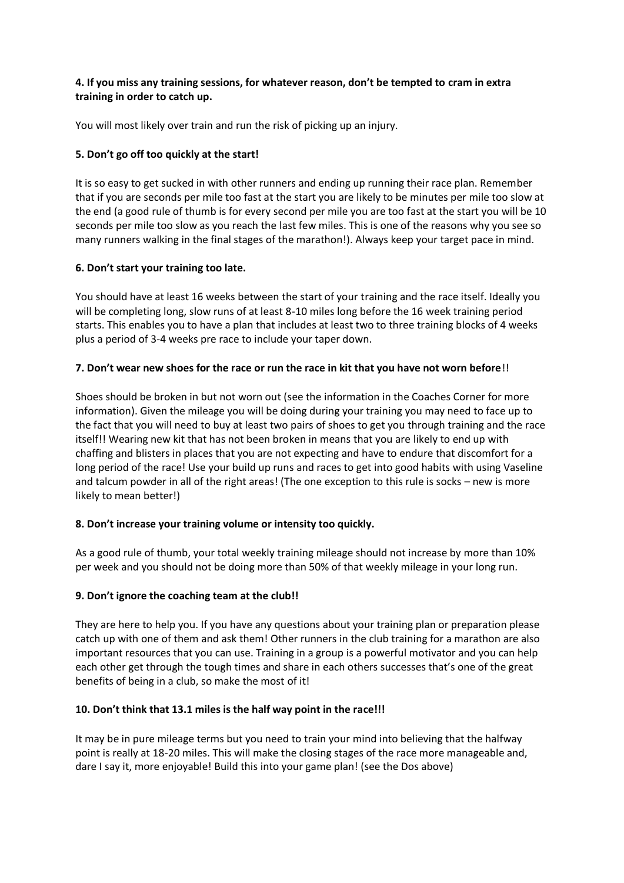**4. If you miss any training sessions, for whatever reason, don't be tempted to cram in extra training in order to catch up.**

You will most likely over train and run the risk of picking up an injury.

**5. Don't go off too quickly at the start!**

It is so easy to get sucked in with other runners and ending up running their race plan. Remember that if you are seconds per mile too fast at the start you are likely to be minutes per mile too slow at the end (a good rule of thumb is for every second per mile you are too fast at the start you will be 10 seconds per mile too slow as you reach the last few miles. This is one of the reasons why you see so many runners walking in the final stages of the marathon!). Always keep your target pace in mind.

**6. Don't start your training too late.**

You should have at least 16 weeks between the start of your training and the race itself. Ideally you will be completing long, slow runs of at least 8-10 miles long before the 16 week training period starts. This enables you to have a plan that includes at least two to three training blocks of 4 weeks plus a period of 3-4 weeks pre race to include your taper down.

**7. Don't wear new shoes for the race or run the race in kit that you have not worn before**!!

Shoes should be broken in but not worn out (see the information in the Coaches Corner for more information). Given the mileage you will be doing during your training you may need to face up to the fact that you will need to buy at least two pairs of shoes to get you through training and the race itself!! Wearing new kit that has not been broken in means that you are likely to end up with chaffing and blisters in places that you are not expecting and have to endure that discomfort for a long period of the race! Use your build up runs and races to get into good habits with using Vaseline and talcum powder in all of the right areas! (The one exception to this rule is socks – new is more likely to mean better!)

**8. Don't increase your training volume or intensity too quickly.**

As a good rule of thumb, your total weekly training mileage should not increase by more than 10% per week and you should not be doing more than 50% of that weekly mileage in your long run.

**9. Don't ignore the coaching team at the club!!**

They are here to help you. If you have any questions about your training plan or preparation please catch up with one of them and ask them! Other runners in the club training for a marathon are also important resources that you can use. Training in a group is a powerful motivator and you can help each other get through the tough times and share in each others successes that's one of the great benefits of being in a club, so make the most of it!

**10. Don't think that 13.1 miles is the half way point in the race!!!**

It may be in pure mileage terms but you need to train your mind into believing that the halfway point is really at 18-20 miles. This will make the closing stages of the race more manageable and, dare I say it, more enjoyable! Build this into your game plan! (see the Dos above)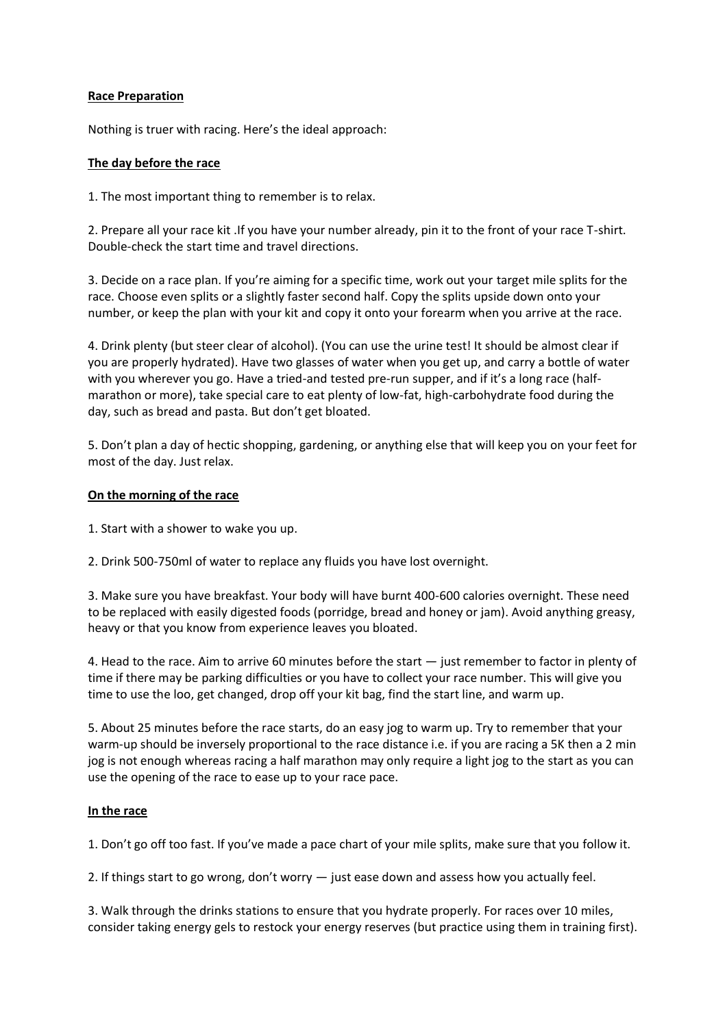**Race Preparation**

Nothing is truer with racing. Here's the ideal approach:

**The day before the race**

1. The most important thing to remember is to relax.

2. Prepare all your race kit .If you have your number already, pin it to the front of your race T-shirt. Double-check the start time and travel directions.

3. Decide on a race plan. If you're aiming for a specific time, work out your target mile splits for the race. Choose even splits or a slightly faster second half. Copy the splits upside down onto your number, or keep the plan with your kit and copy it onto your forearm when you arrive at the race.

4. Drink plenty (but steer clear of alcohol). (You can use the urine test! It should be almost clear if you are properly hydrated). Have two glasses of water when you get up, and carry a bottle of water with you wherever you go. Have a tried-and tested pre-run supper, and if it's a long race (half-marathon or more), take special care to eat plenty of low-fat, high-carbohydrate food during the day, such as bread and pasta. But don't get bloated.

5. Don't plan a day of hectic shopping, gardening, or anything else that will keep you on your feet for most of the day. Just relax.

**On the morning of the race**

1. Start with a shower to wake you up.

2. Drink 500-750ml of water to replace any fluids you have lost overnight.

3. Make sure you have breakfast. Your body will have burnt 400-600 calories overnight. These need to be replaced with easily digested foods (porridge, bread and honey or jam). Avoid anything greasy, heavy or that you know from experience leaves you bloated.

4. Head to the race. Aim to arrive 60 minutes before the start — just remember to factor in plenty of time if there may be parking difficulties or you have to collect your race number. This will give you time to use the loo, get changed, drop off your kit bag, find the start line, and warm up.

5. About 25 minutes before the race starts, do an easy jog to warm up. Try to remember that your warm-up should be inversely proportional to the race distance i.e. if you are racing a 5K then a 2 min jog is not enough whereas racing a half marathon may only require a light jog to the start as you can use the opening of the race to ease up to your race pace.

**In the race**

1. Don't go off too fast. If you've made a pace chart of your mile splits, make sure that you follow it.

2. If things start to go wrong, don't worry — just ease down and assess how you actually feel.

3. Walk through the drinks stations to ensure that you hydrate properly. For races over 10 miles, consider taking energy gels to restock your energy reserves (but practice using them in training first).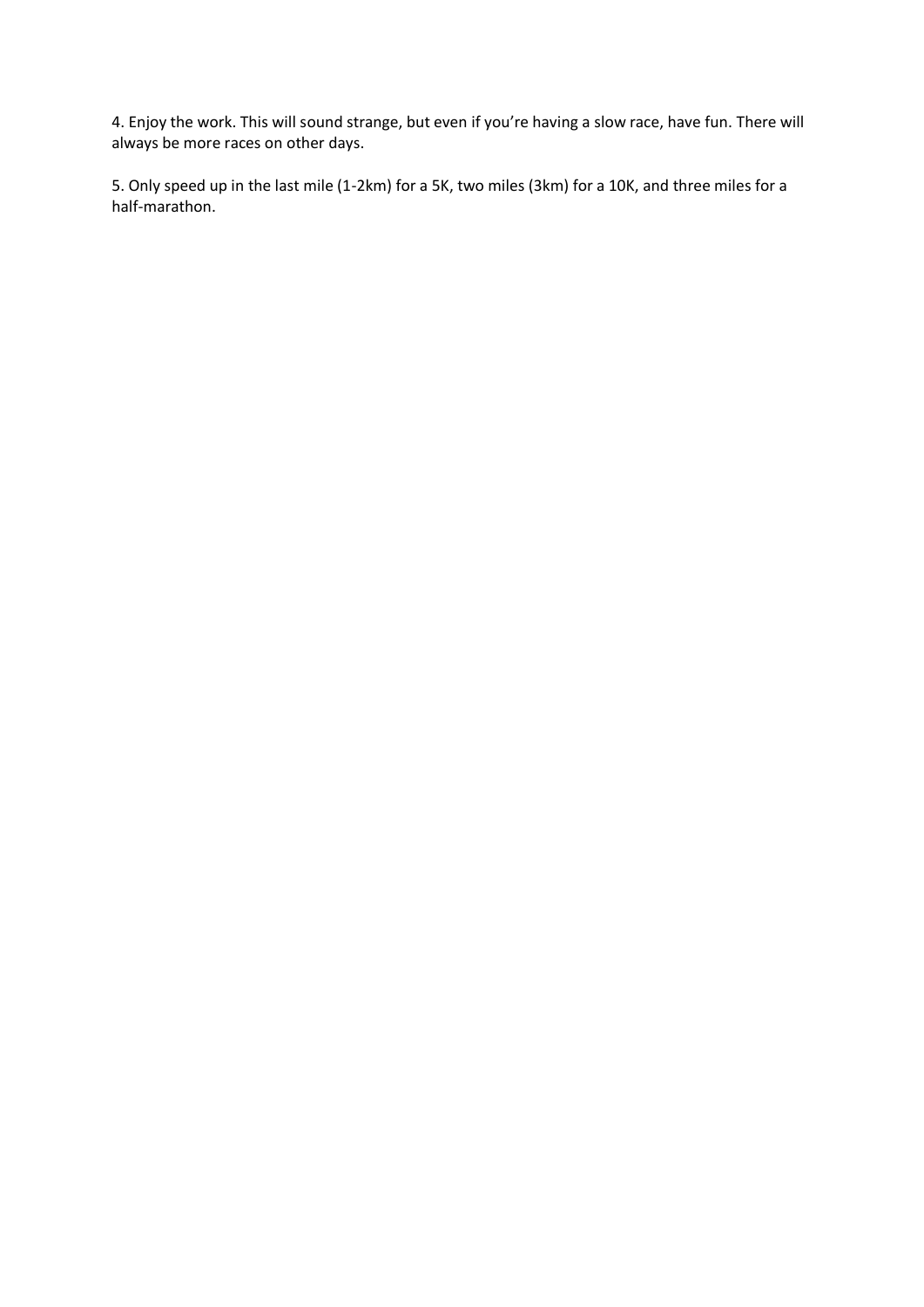4. Enjoy the work. This will sound strange, but even if you're having a slow race, have fun. There will always be more races on other days.

5. Only speed up in the last mile (1-2km) for a 5K, two miles (3km) for a 10K, and three miles for a half-marathon.